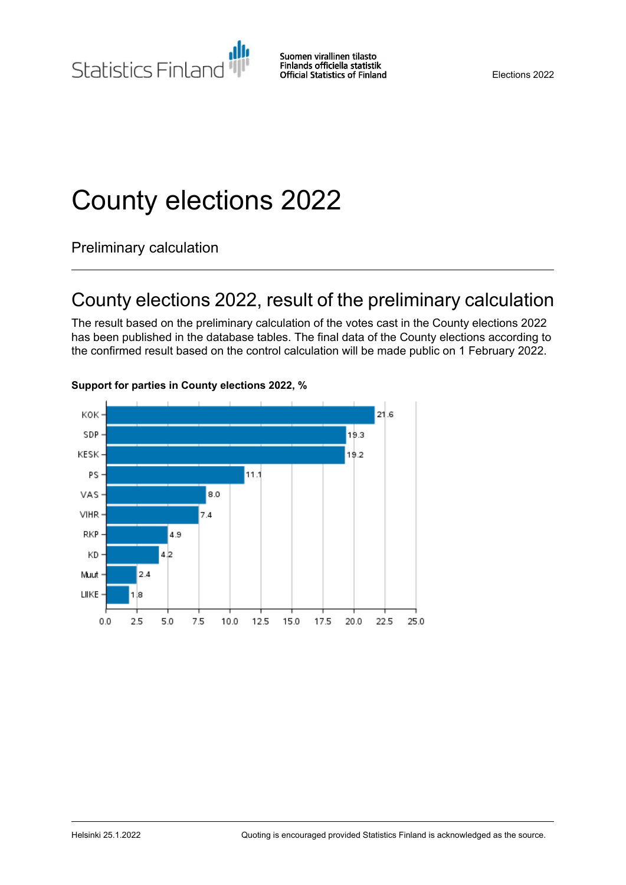# County elections 2022

Preliminary calculation

## County elections 2022, result of the preliminary calculation

The result based on the preliminary calculation of the votes cast in the County elections 2022 has been published in the database tables. The final data of the County elections according to the confirmed result based on the control calculation will be made public on 1 February 2022.

**Support for parties in County elections 2022, %**

| Party | % |
|---|---|
| KOK | 21.6 |
| SDP | 19.3 |
| KESK | 19.2 |
| PS | 11.1 |
| VAS | 8.0 |
| VIHR | 7.4 |
| RKP | 4.9 |
| KD | 4.2 |
| Muut | 2.4 |
| LIIKE | 1.8 |

Helsinki 25.1.2022

Quoting is encouraged provided Statistics Finland is acknowledged as the source.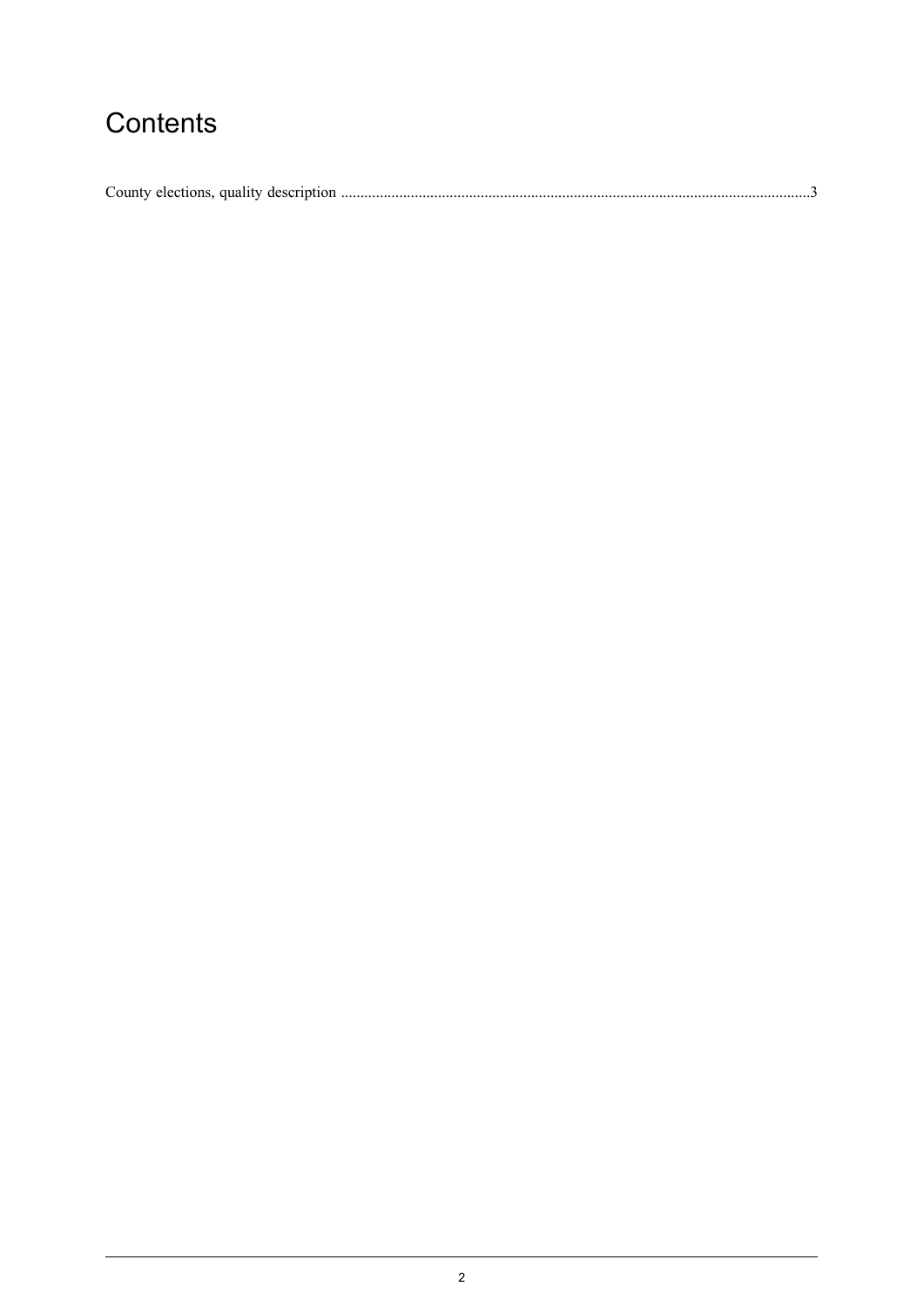# Contents

County elections, quality description ........................................................................................................................3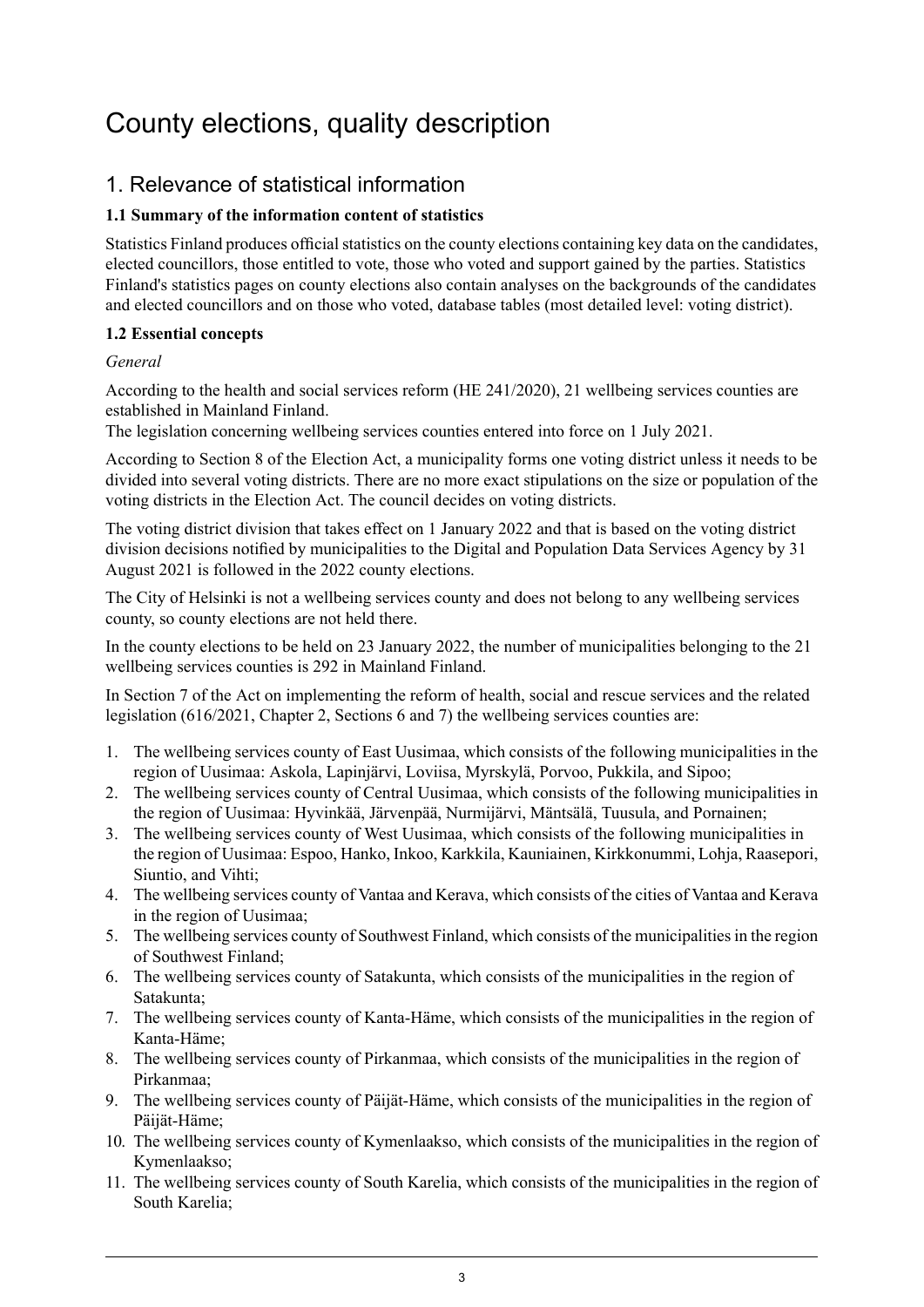# County elections, quality description

## 1. Relevance of statistical information

### 1.1 Summary of the information content of statistics

Statistics Finland produces official statistics on the county elections containing key data on the candidates, elected councillors, those entitled to vote, those who voted and support gained by the parties. Statistics Finland's statistics pages on county elections also contain analyses on the backgrounds of the candidates and elected councillors and on those who voted, database tables (most detailed level: voting district).

### 1.2 Essential concepts

*General*

According to the health and social services reform (HE 241/2020), 21 wellbeing services counties are established in Mainland Finland.
The legislation concerning wellbeing services counties entered into force on 1 July 2021.

According to Section 8 of the Election Act, a municipality forms one voting district unless it needs to be divided into several voting districts. There are no more exact stipulations on the size or population of the voting districts in the Election Act. The council decides on voting districts.

The voting district division that takes effect on 1 January 2022 and that is based on the voting district division decisions notified by municipalities to the Digital and Population Data Services Agency by 31 August 2021 is followed in the 2022 county elections.

The City of Helsinki is not a wellbeing services county and does not belong to any wellbeing services county, so county elections are not held there.

In the county elections to be held on 23 January 2022, the number of municipalities belonging to the 21 wellbeing services counties is 292 in Mainland Finland.

In Section 7 of the Act on implementing the reform of health, social and rescue services and the related legislation (616/2021, Chapter 2, Sections 6 and 7) the wellbeing services counties are:

1. The wellbeing services county of East Uusimaa, which consists of the following municipalities in the region of Uusimaa: Askola, Lapinjärvi, Loviisa, Myrskylä, Porvoo, Pukkila, and Sipoo;
2. The wellbeing services county of Central Uusimaa, which consists of the following municipalities in the region of Uusimaa: Hyvinkää, Järvenpää, Nurmijärvi, Mäntsälä, Tuusula, and Pornainen;
3. The wellbeing services county of West Uusimaa, which consists of the following municipalities in the region of Uusimaa: Espoo, Hanko, Inkoo, Karkkila, Kauniainen, Kirkkonummi, Lohja, Raasepori, Siuntio, and Vihti;
4. The wellbeing services county of Vantaa and Kerava, which consists of the cities of Vantaa and Kerava in the region of Uusimaa;
5. The wellbeing services county of Southwest Finland, which consists of the municipalities in the region of Southwest Finland;
6. The wellbeing services county of Satakunta, which consists of the municipalities in the region of Satakunta;
7. The wellbeing services county of Kanta-Häme, which consists of the municipalities in the region of Kanta-Häme;
8. The wellbeing services county of Pirkanmaa, which consists of the municipalities in the region of Pirkanmaa;
9. The wellbeing services county of Päijät-Häme, which consists of the municipalities in the region of Päijät-Häme;
10. The wellbeing services county of Kymenlaakso, which consists of the municipalities in the region of Kymenlaakso;
11. The wellbeing services county of South Karelia, which consists of the municipalities in the region of South Karelia;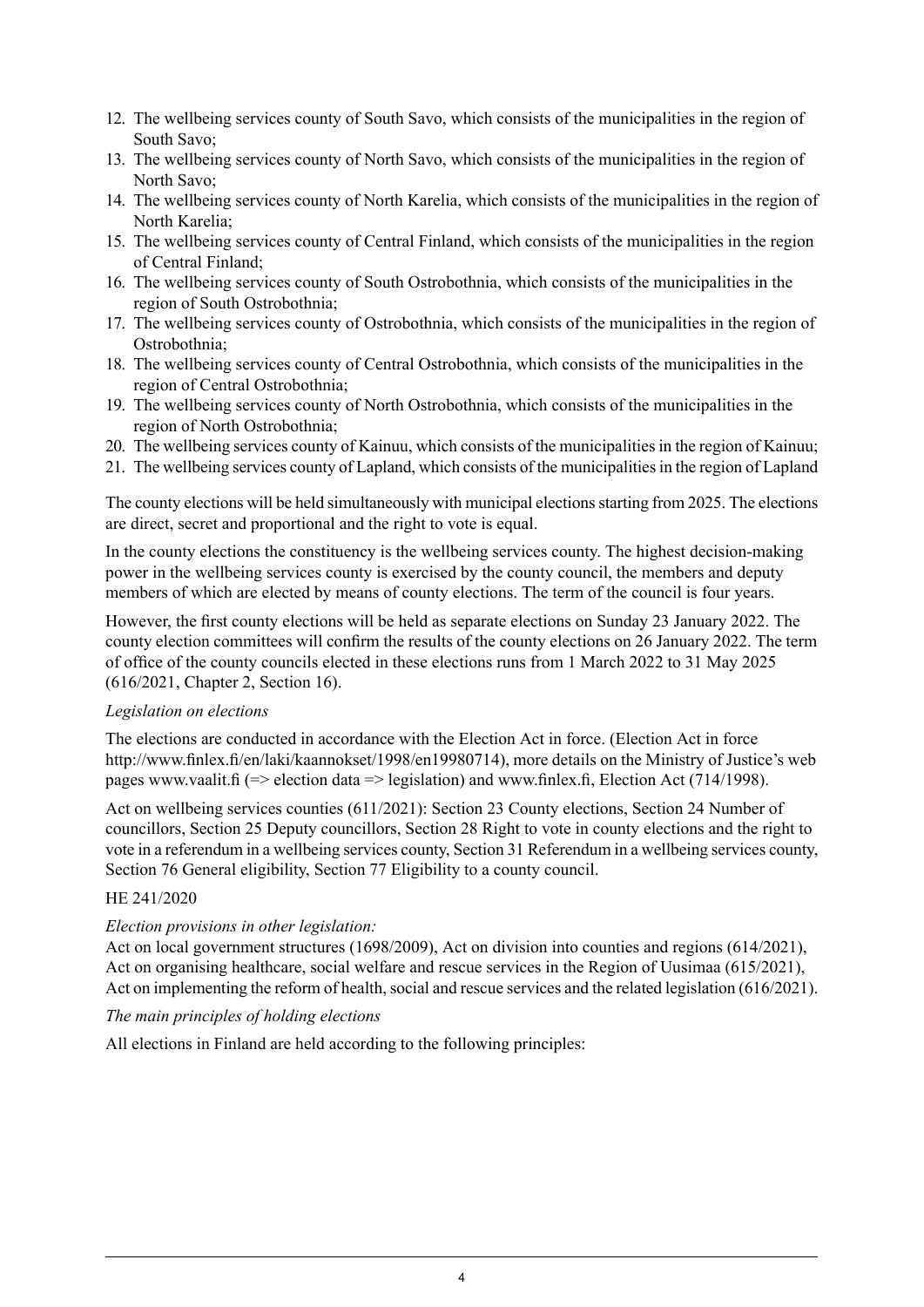12. The wellbeing services county of South Savo, which consists of the municipalities in the region of South Savo;
13. The wellbeing services county of North Savo, which consists of the municipalities in the region of North Savo;
14. The wellbeing services county of North Karelia, which consists of the municipalities in the region of North Karelia;
15. The wellbeing services county of Central Finland, which consists of the municipalities in the region of Central Finland;
16. The wellbeing services county of South Ostrobothnia, which consists of the municipalities in the region of South Ostrobothnia;
17. The wellbeing services county of Ostrobothnia, which consists of the municipalities in the region of Ostrobothnia;
18. The wellbeing services county of Central Ostrobothnia, which consists of the municipalities in the region of Central Ostrobothnia;
19. The wellbeing services county of North Ostrobothnia, which consists of the municipalities in the region of North Ostrobothnia;
20. The wellbeing services county of Kainuu, which consists of the municipalities in the region of Kainuu;
21. The wellbeing services county of Lapland, which consists of the municipalities in the region of Lapland

The county elections will be held simultaneously with municipal elections starting from 2025. The elections are direct, secret and proportional and the right to vote is equal.

In the county elections the constituency is the wellbeing services county. The highest decision-making power in the wellbeing services county is exercised by the county council, the members and deputy members of which are elected by means of county elections. The term of the council is four years.

However, the first county elections will be held as separate elections on Sunday 23 January 2022. The county election committees will confirm the results of the county elections on 26 January 2022. The term of office of the county councils elected in these elections runs from 1 March 2022 to 31 May 2025 (616/2021, Chapter 2, Section 16).

*Legislation on elections*

The elections are conducted in accordance with the Election Act in force. (Election Act in force http://www.finlex.fi/en/laki/kaannokset/1998/en19980714), more details on the Ministry of Justice's web pages www.vaalit.fi (=> election data => legislation) and www.finlex.fi, Election Act (714/1998).

Act on wellbeing services counties (611/2021): Section 23 County elections, Section 24 Number of councillors, Section 25 Deputy councillors, Section 28 Right to vote in county elections and the right to vote in a referendum in a wellbeing services county, Section 31 Referendum in a wellbeing services county, Section 76 General eligibility, Section 77 Eligibility to a county council.

HE 241/2020

*Election provisions in other legislation:*
Act on local government structures (1698/2009), Act on division into counties and regions (614/2021), Act on organising healthcare, social welfare and rescue services in the Region of Uusimaa (615/2021), Act on implementing the reform of health, social and rescue services and the related legislation (616/2021).

*The main principles of holding elections*

All elections in Finland are held according to the following principles: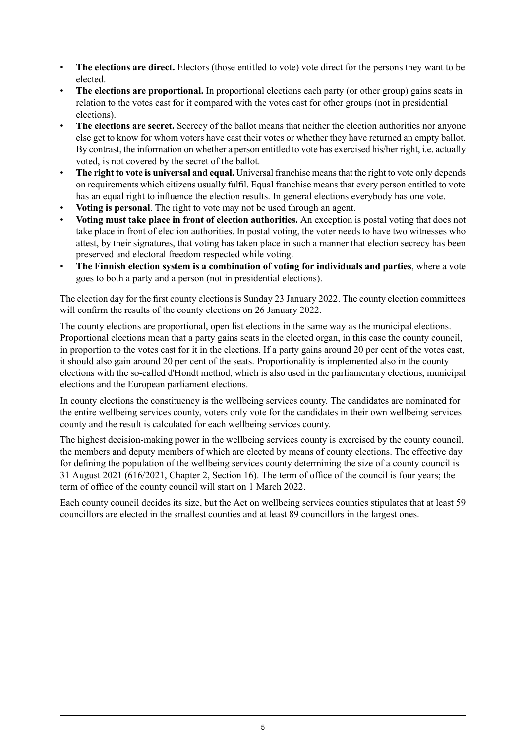- **The elections are direct.** Electors (those entitled to vote) vote direct for the persons they want to be elected.
- **The elections are proportional.** In proportional elections each party (or other group) gains seats in relation to the votes cast for it compared with the votes cast for other groups (not in presidential elections).
- **The elections are secret.** Secrecy of the ballot means that neither the election authorities nor anyone else get to know for whom voters have cast their votes or whether they have returned an empty ballot. By contrast, the information on whether a person entitled to vote has exercised his/her right, i.e. actually voted, is not covered by the secret of the ballot.
- **The right to vote is universal and equal.** Universal franchise means that the right to vote only depends on requirements which citizens usually fulfil. Equal franchise means that every person entitled to vote has an equal right to influence the election results. In general elections everybody has one vote.
- **Voting is personal**. The right to vote may not be used through an agent.
- **Voting must take place in front of election authorities.** An exception is postal voting that does not take place in front of election authorities. In postal voting, the voter needs to have two witnesses who attest, by their signatures, that voting has taken place in such a manner that election secrecy has been preserved and electoral freedom respected while voting.
- **The Finnish election system is a combination of voting for individuals and parties**, where a vote goes to both a party and a person (not in presidential elections).

The election day for the first county elections is Sunday 23 January 2022. The county election committees will confirm the results of the county elections on 26 January 2022.

The county elections are proportional, open list elections in the same way as the municipal elections. Proportional elections mean that a party gains seats in the elected organ, in this case the county council, in proportion to the votes cast for it in the elections. If a party gains around 20 per cent of the votes cast, it should also gain around 20 per cent of the seats. Proportionality is implemented also in the county elections with the so-called d'Hondt method, which is also used in the parliamentary elections, municipal elections and the European parliament elections.

In county elections the constituency is the wellbeing services county. The candidates are nominated for the entire wellbeing services county, voters only vote for the candidates in their own wellbeing services county and the result is calculated for each wellbeing services county.

The highest decision-making power in the wellbeing services county is exercised by the county council, the members and deputy members of which are elected by means of county elections. The effective day for defining the population of the wellbeing services county determining the size of a county council is 31 August 2021 (616/2021, Chapter 2, Section 16). The term of office of the council is four years; the term of office of the county council will start on 1 March 2022.

Each county council decides its size, but the Act on wellbeing services counties stipulates that at least 59 councillors are elected in the smallest counties and at least 89 councillors in the largest ones.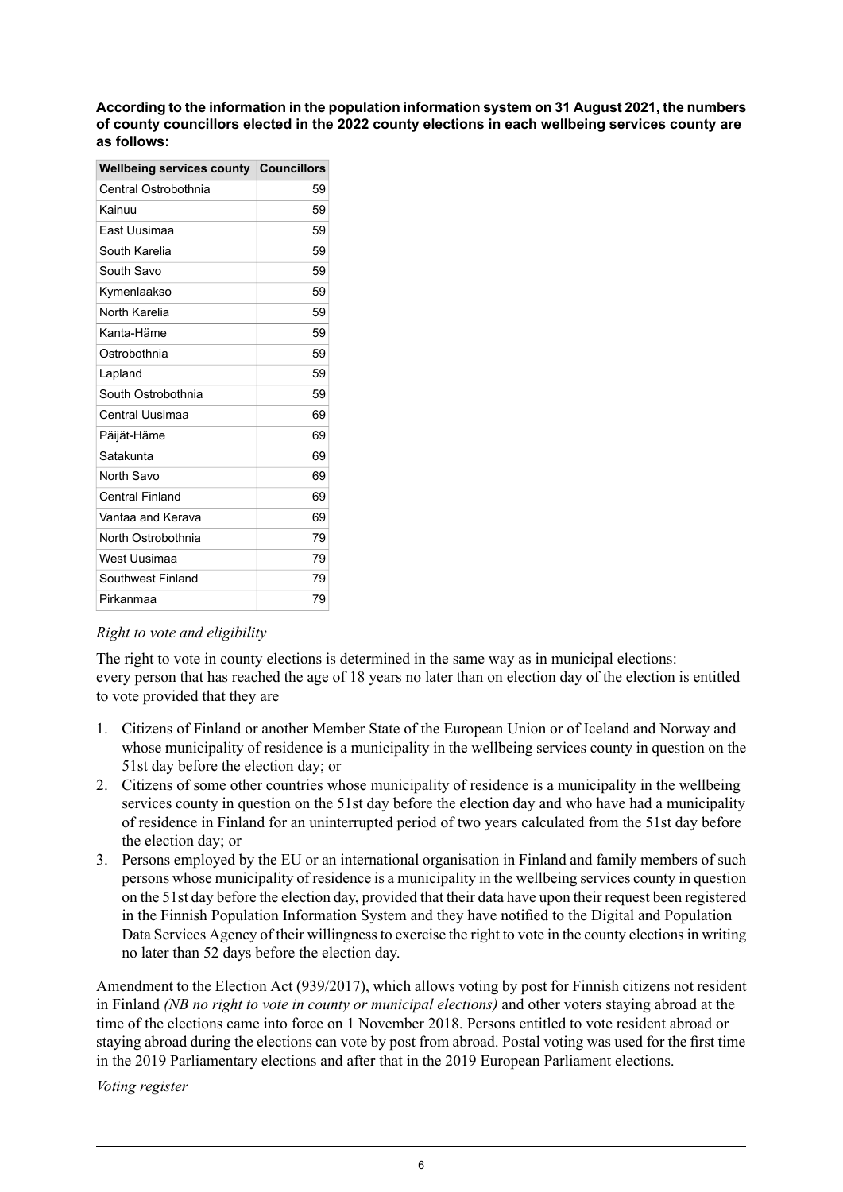**According to the information in the population information system on 31 August 2021, the numbers of county councillors elected in the 2022 county elections in each wellbeing services county are as follows:**

| Wellbeing services county | Councillors |
|---|---|
| Central Ostrobothnia | 59 |
| Kainuu | 59 |
| East Uusimaa | 59 |
| South Karelia | 59 |
| South Savo | 59 |
| Kymenlaakso | 59 |
| North Karelia | 59 |
| Kanta-Häme | 59 |
| Ostrobothnia | 59 |
| Lapland | 59 |
| South Ostrobothnia | 59 |
| Central Uusimaa | 69 |
| Päijät-Häme | 69 |
| Satakunta | 69 |
| North Savo | 69 |
| Central Finland | 69 |
| Vantaa and Kerava | 69 |
| North Ostrobothnia | 79 |
| West Uusimaa | 79 |
| Southwest Finland | 79 |
| Pirkanmaa | 79 |

*Right to vote and eligibility*

The right to vote in county elections is determined in the same way as in municipal elections: every person that has reached the age of 18 years no later than on election day of the election is entitled to vote provided that they are

1. Citizens of Finland or another Member State of the European Union or of Iceland and Norway and whose municipality of residence is a municipality in the wellbeing services county in question on the 51st day before the election day; or
2. Citizens of some other countries whose municipality of residence is a municipality in the wellbeing services county in question on the 51st day before the election day and who have had a municipality of residence in Finland for an uninterrupted period of two years calculated from the 51st day before the election day; or
3. Persons employed by the EU or an international organisation in Finland and family members of such persons whose municipality of residence is a municipality in the wellbeing services county in question on the 51st day before the election day, provided that their data have upon their request been registered in the Finnish Population Information System and they have notified to the Digital and Population Data Services Agency of their willingness to exercise the right to vote in the county elections in writing no later than 52 days before the election day.

Amendment to the Election Act (939/2017), which allows voting by post for Finnish citizens not resident in Finland *(NB no right to vote in county or municipal elections)* and other voters staying abroad at the time of the elections came into force on 1 November 2018. Persons entitled to vote resident abroad or staying abroad during the elections can vote by post from abroad. Postal voting was used for the first time in the 2019 Parliamentary elections and after that in the 2019 European Parliament elections.

*Voting register*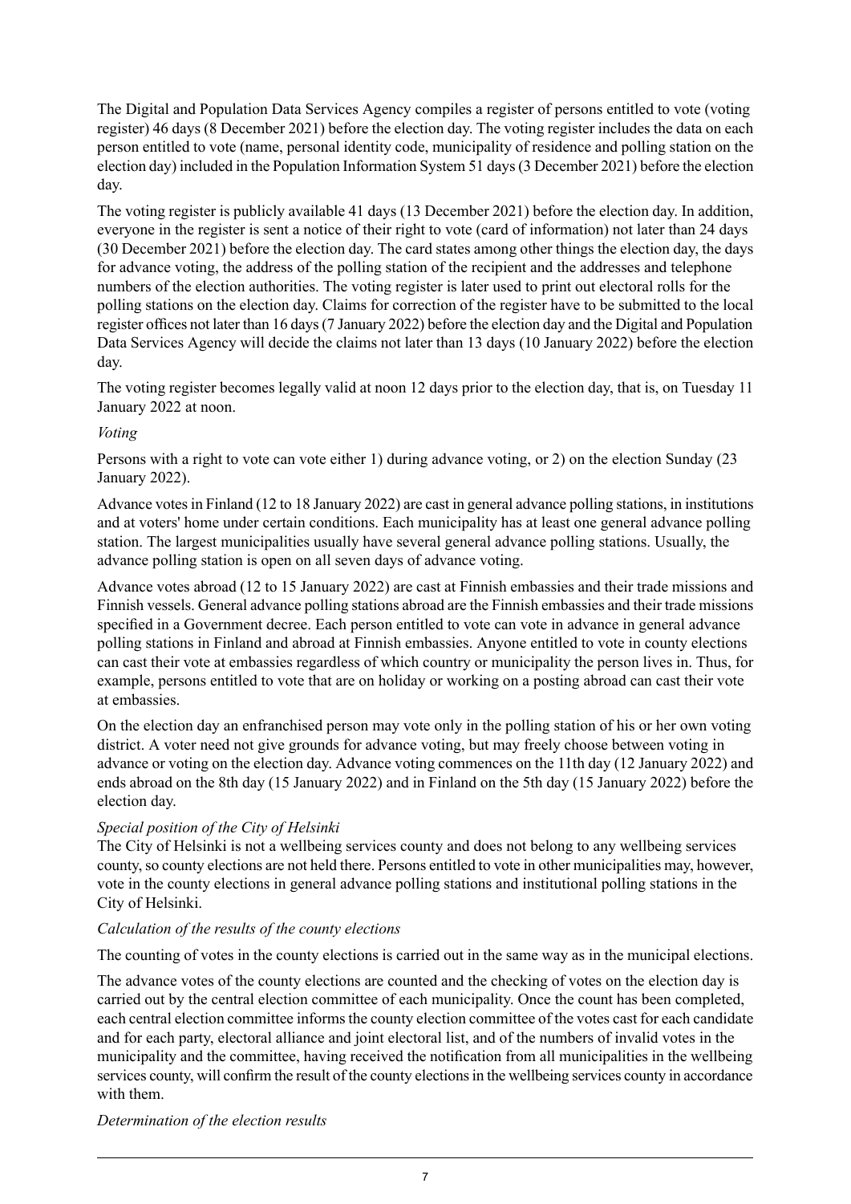The Digital and Population Data Services Agency compiles a register of persons entitled to vote (voting register) 46 days (8 December 2021) before the election day. The voting register includes the data on each person entitled to vote (name, personal identity code, municipality of residence and polling station on the election day) included in the Population Information System 51 days (3 December 2021) before the election day.

The voting register is publicly available 41 days (13 December 2021) before the election day. In addition, everyone in the register is sent a notice of their right to vote (card of information) not later than 24 days (30 December 2021) before the election day. The card states among other things the election day, the days for advance voting, the address of the polling station of the recipient and the addresses and telephone numbers of the election authorities. The voting register is later used to print out electoral rolls for the polling stations on the election day. Claims for correction of the register have to be submitted to the local register offices not later than 16 days (7 January 2022) before the election day and the Digital and Population Data Services Agency will decide the claims not later than 13 days (10 January 2022) before the election day.

The voting register becomes legally valid at noon 12 days prior to the election day, that is, on Tuesday 11 January 2022 at noon.

*Voting*

Persons with a right to vote can vote either 1) during advance voting, or 2) on the election Sunday (23 January 2022).

Advance votes in Finland (12 to 18 January 2022) are cast in general advance polling stations, in institutions and at voters' home under certain conditions. Each municipality has at least one general advance polling station. The largest municipalities usually have several general advance polling stations. Usually, the advance polling station is open on all seven days of advance voting.

Advance votes abroad (12 to 15 January 2022) are cast at Finnish embassies and their trade missions and Finnish vessels. General advance polling stations abroad are the Finnish embassies and their trade missions specified in a Government decree. Each person entitled to vote can vote in advance in general advance polling stations in Finland and abroad at Finnish embassies. Anyone entitled to vote in county elections can cast their vote at embassies regardless of which country or municipality the person lives in. Thus, for example, persons entitled to vote that are on holiday or working on a posting abroad can cast their vote at embassies.

On the election day an enfranchised person may vote only in the polling station of his or her own voting district. A voter need not give grounds for advance voting, but may freely choose between voting in advance or voting on the election day. Advance voting commences on the 11th day (12 January 2022) and ends abroad on the 8th day (15 January 2022) and in Finland on the 5th day (15 January 2022) before the election day.

*Special position of the City of Helsinki*

The City of Helsinki is not a wellbeing services county and does not belong to any wellbeing services county, so county elections are not held there. Persons entitled to vote in other municipalities may, however, vote in the county elections in general advance polling stations and institutional polling stations in the City of Helsinki.

*Calculation of the results of the county elections*

The counting of votes in the county elections is carried out in the same way as in the municipal elections.

The advance votes of the county elections are counted and the checking of votes on the election day is carried out by the central election committee of each municipality. Once the count has been completed, each central election committee informs the county election committee of the votes cast for each candidate and for each party, electoral alliance and joint electoral list, and of the numbers of invalid votes in the municipality and the committee, having received the notification from all municipalities in the wellbeing services county, will confirm the result of the county elections in the wellbeing services county in accordance with them.

*Determination of the election results*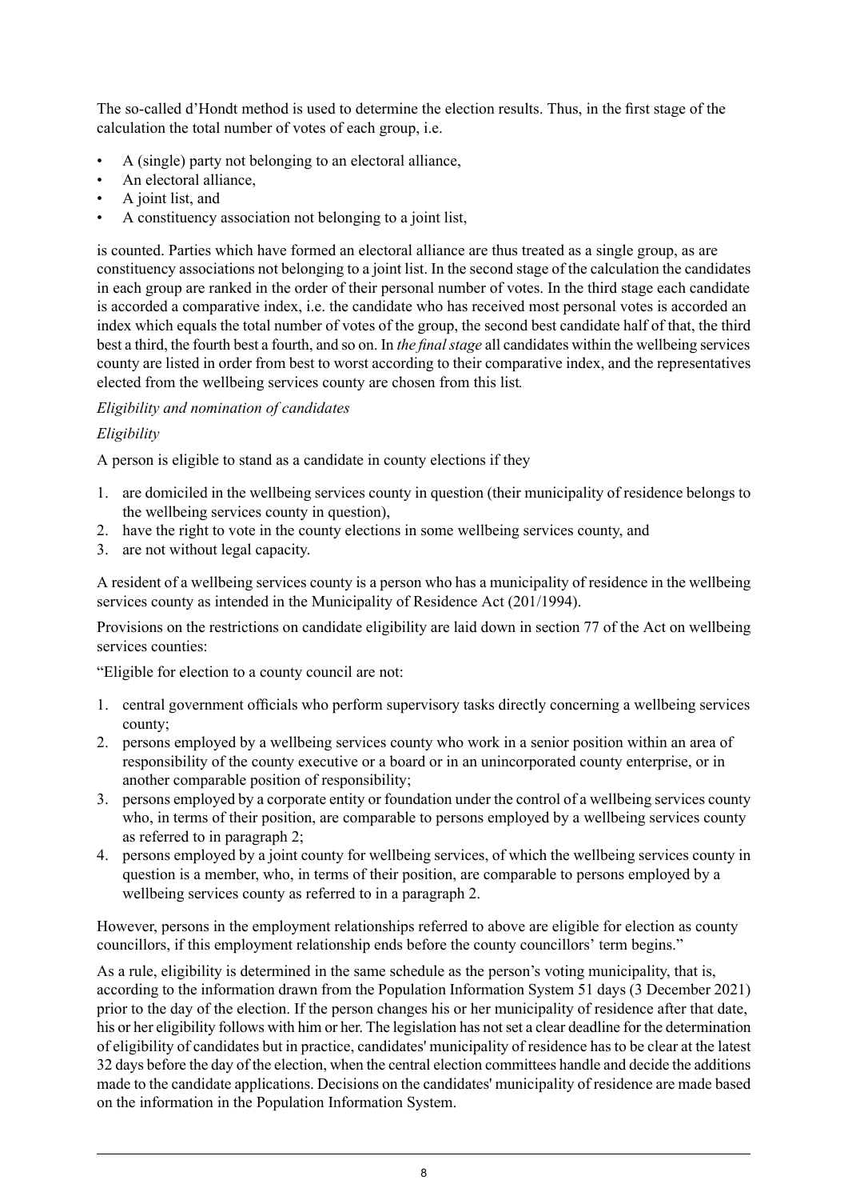The so-called d'Hondt method is used to determine the election results. Thus, in the first stage of the calculation the total number of votes of each group, i.e.

- A (single) party not belonging to an electoral alliance,
- An electoral alliance,
- A joint list, and
- A constituency association not belonging to a joint list,

is counted. Parties which have formed an electoral alliance are thus treated as a single group, as are constituency associations not belonging to a joint list. In the second stage of the calculation the candidates in each group are ranked in the order of their personal number of votes. In the third stage each candidate is accorded a comparative index, i.e. the candidate who has received most personal votes is accorded an index which equals the total number of votes of the group, the second best candidate half of that, the third best a third, the fourth best a fourth, and so on. In *the final stage* all candidates within the wellbeing services county are listed in order from best to worst according to their comparative index, and the representatives elected from the wellbeing services county are chosen from this list.

*Eligibility and nomination of candidates*

*Eligibility*

A person is eligible to stand as a candidate in county elections if they

1. are domiciled in the wellbeing services county in question (their municipality of residence belongs to the wellbeing services county in question),
2. have the right to vote in the county elections in some wellbeing services county, and
3. are not without legal capacity.

A resident of a wellbeing services county is a person who has a municipality of residence in the wellbeing services county as intended in the Municipality of Residence Act (201/1994).

Provisions on the restrictions on candidate eligibility are laid down in section 77 of the Act on wellbeing services counties:

"Eligible for election to a county council are not:

1. central government officials who perform supervisory tasks directly concerning a wellbeing services county;
2. persons employed by a wellbeing services county who work in a senior position within an area of responsibility of the county executive or a board or in an unincorporated county enterprise, or in another comparable position of responsibility;
3. persons employed by a corporate entity or foundation under the control of a wellbeing services county who, in terms of their position, are comparable to persons employed by a wellbeing services county as referred to in paragraph 2;
4. persons employed by a joint county for wellbeing services, of which the wellbeing services county in question is a member, who, in terms of their position, are comparable to persons employed by a wellbeing services county as referred to in a paragraph 2.

However, persons in the employment relationships referred to above are eligible for election as county councillors, if this employment relationship ends before the county councillors' term begins."

As a rule, eligibility is determined in the same schedule as the person's voting municipality, that is, according to the information drawn from the Population Information System 51 days (3 December 2021) prior to the day of the election. If the person changes his or her municipality of residence after that date, his or her eligibility follows with him or her. The legislation has not set a clear deadline for the determination of eligibility of candidates but in practice, candidates' municipality of residence has to be clear at the latest 32 days before the day of the election, when the central election committees handle and decide the additions made to the candidate applications. Decisions on the candidates' municipality of residence are made based on the information in the Population Information System.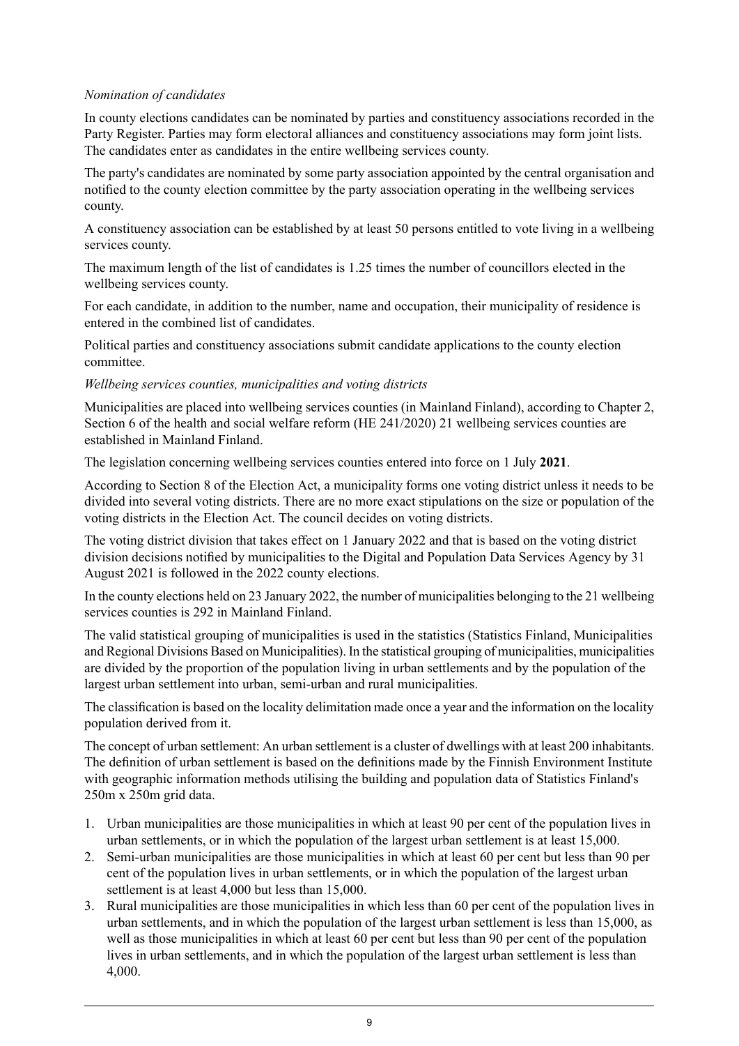*Nomination of candidates*

In county elections candidates can be nominated by parties and constituency associations recorded in the Party Register. Parties may form electoral alliances and constituency associations may form joint lists. The candidates enter as candidates in the entire wellbeing services county.

The party's candidates are nominated by some party association appointed by the central organisation and notified to the county election committee by the party association operating in the wellbeing services county.

A constituency association can be established by at least 50 persons entitled to vote living in a wellbeing services county.

The maximum length of the list of candidates is 1.25 times the number of councillors elected in the wellbeing services county.

For each candidate, in addition to the number, name and occupation, their municipality of residence is entered in the combined list of candidates.

Political parties and constituency associations submit candidate applications to the county election committee.

*Wellbeing services counties, municipalities and voting districts*

Municipalities are placed into wellbeing services counties (in Mainland Finland), according to Chapter 2, Section 6 of the health and social welfare reform (HE 241/2020) 21 wellbeing services counties are established in Mainland Finland.

The legislation concerning wellbeing services counties entered into force on 1 July **2021**.

According to Section 8 of the Election Act, a municipality forms one voting district unless it needs to be divided into several voting districts. There are no more exact stipulations on the size or population of the voting districts in the Election Act. The council decides on voting districts.

The voting district division that takes effect on 1 January 2022 and that is based on the voting district division decisions notified by municipalities to the Digital and Population Data Services Agency by 31 August 2021 is followed in the 2022 county elections.

In the county elections held on 23 January 2022, the number of municipalities belonging to the 21 wellbeing services counties is 292 in Mainland Finland.

The valid statistical grouping of municipalities is used in the statistics (Statistics Finland, Municipalities and Regional Divisions Based on Municipalities). In the statistical grouping of municipalities, municipalities are divided by the proportion of the population living in urban settlements and by the population of the largest urban settlement into urban, semi-urban and rural municipalities.

The classification is based on the locality delimitation made once a year and the information on the locality population derived from it.

The concept of urban settlement: An urban settlement is a cluster of dwellings with at least 200 inhabitants. The definition of urban settlement is based on the definitions made by the Finnish Environment Institute with geographic information methods utilising the building and population data of Statistics Finland's 250m x 250m grid data.

1. Urban municipalities are those municipalities in which at least 90 per cent of the population lives in urban settlements, or in which the population of the largest urban settlement is at least 15,000.
2. Semi-urban municipalities are those municipalities in which at least 60 per cent but less than 90 per cent of the population lives in urban settlements, or in which the population of the largest urban settlement is at least 4,000 but less than 15,000.
3. Rural municipalities are those municipalities in which less than 60 per cent of the population lives in urban settlements, and in which the population of the largest urban settlement is less than 15,000, as well as those municipalities in which at least 60 per cent but less than 90 per cent of the population lives in urban settlements, and in which the population of the largest urban settlement is less than 4,000.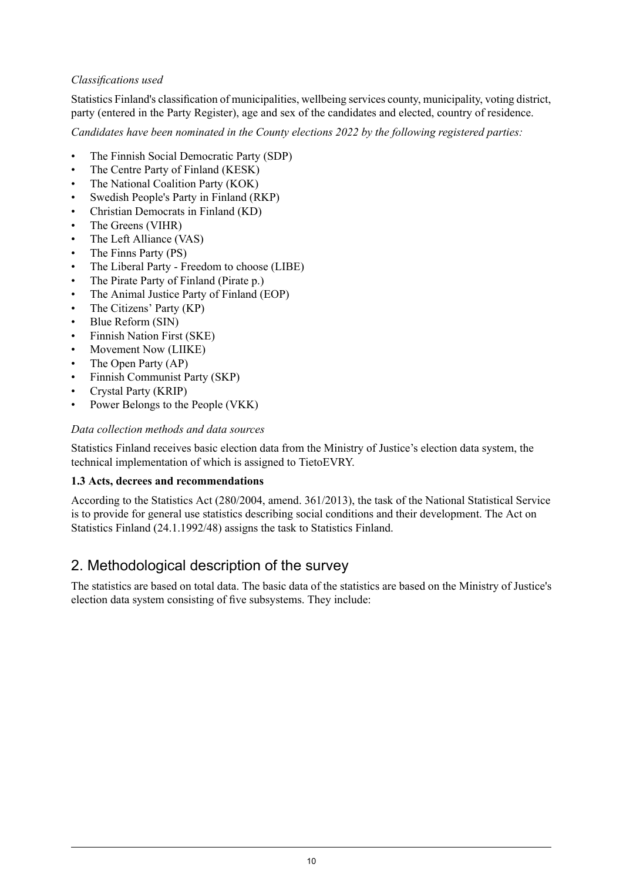*Classifications used*

Statistics Finland's classification of municipalities, wellbeing services county, municipality, voting district, party (entered in the Party Register), age and sex of the candidates and elected, country of residence.

*Candidates have been nominated in the County elections 2022 by the following registered parties:*

- The Finnish Social Democratic Party (SDP)
- The Centre Party of Finland (KESK)
- The National Coalition Party (KOK)
- Swedish People's Party in Finland (RKP)
- Christian Democrats in Finland (KD)
- The Greens (VIHR)
- The Left Alliance (VAS)
- The Finns Party (PS)
- The Liberal Party - Freedom to choose (LIBE)
- The Pirate Party of Finland (Pirate p.)
- The Animal Justice Party of Finland (EOP)
- The Citizens' Party (KP)
- Blue Reform (SIN)
- Finnish Nation First (SKE)
- Movement Now (LIIKE)
- The Open Party (AP)
- Finnish Communist Party (SKP)
- Crystal Party (KRIP)
- Power Belongs to the People (VKK)

*Data collection methods and data sources*

Statistics Finland receives basic election data from the Ministry of Justice's election data system, the technical implementation of which is assigned to TietoEVRY.

**1.3 Acts, decrees and recommendations**

According to the Statistics Act (280/2004, amend. 361/2013), the task of the National Statistical Service is to provide for general use statistics describing social conditions and their development. The Act on Statistics Finland (24.1.1992/48) assigns the task to Statistics Finland.

## 2. Methodological description of the survey

The statistics are based on total data. The basic data of the statistics are based on the Ministry of Justice's election data system consisting of five subsystems. They include: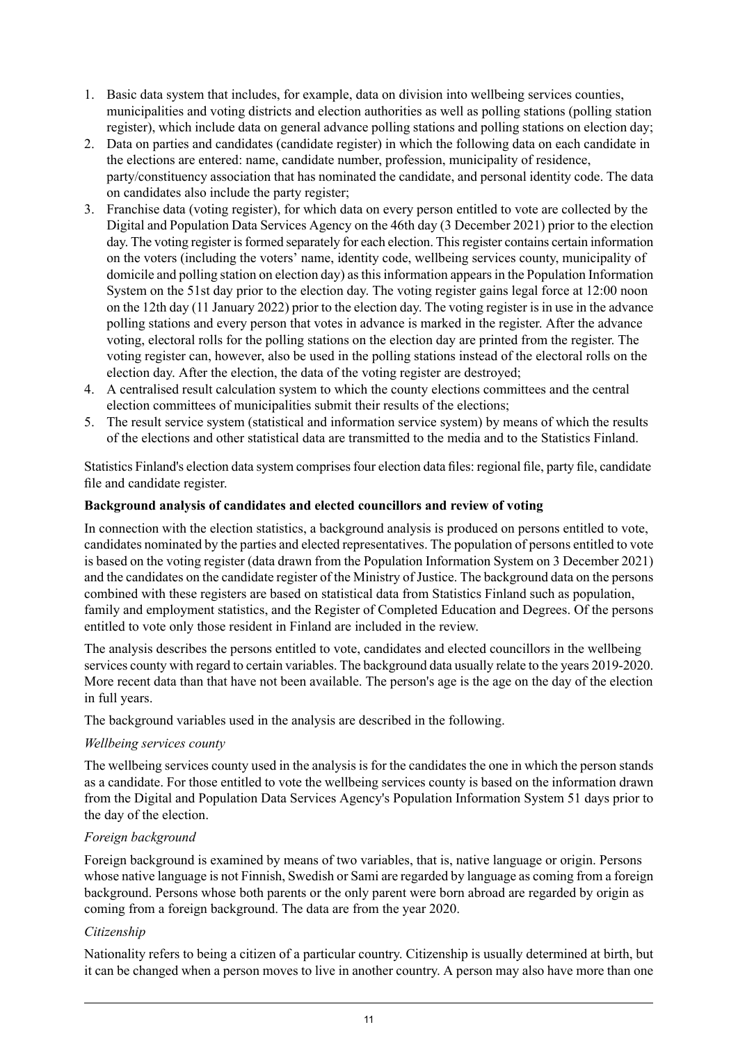1. Basic data system that includes, for example, data on division into wellbeing services counties, municipalities and voting districts and election authorities as well as polling stations (polling station register), which include data on general advance polling stations and polling stations on election day;
2. Data on parties and candidates (candidate register) in which the following data on each candidate in the elections are entered: name, candidate number, profession, municipality of residence, party/constituency association that has nominated the candidate, and personal identity code. The data on candidates also include the party register;
3. Franchise data (voting register), for which data on every person entitled to vote are collected by the Digital and Population Data Services Agency on the 46th day (3 December 2021) prior to the election day. The voting register is formed separately for each election. This register contains certain information on the voters (including the voters' name, identity code, wellbeing services county, municipality of domicile and polling station on election day) as this information appears in the Population Information System on the 51st day prior to the election day. The voting register gains legal force at 12:00 noon on the 12th day (11 January 2022) prior to the election day. The voting register is in use in the advance polling stations and every person that votes in advance is marked in the register. After the advance voting, electoral rolls for the polling stations on the election day are printed from the register. The voting register can, however, also be used in the polling stations instead of the electoral rolls on the election day. After the election, the data of the voting register are destroyed;
4. A centralised result calculation system to which the county elections committees and the central election committees of municipalities submit their results of the elections;
5. The result service system (statistical and information service system) by means of which the results of the elections and other statistical data are transmitted to the media and to the Statistics Finland.

Statistics Finland's election data system comprises four election data files: regional file, party file, candidate file and candidate register.

**Background analysis of candidates and elected councillors and review of voting**

In connection with the election statistics, a background analysis is produced on persons entitled to vote, candidates nominated by the parties and elected representatives. The population of persons entitled to vote is based on the voting register (data drawn from the Population Information System on 3 December 2021) and the candidates on the candidate register of the Ministry of Justice. The background data on the persons combined with these registers are based on statistical data from Statistics Finland such as population, family and employment statistics, and the Register of Completed Education and Degrees. Of the persons entitled to vote only those resident in Finland are included in the review.

The analysis describes the persons entitled to vote, candidates and elected councillors in the wellbeing services county with regard to certain variables. The background data usually relate to the years 2019-2020. More recent data than that have not been available. The person's age is the age on the day of the election in full years.

The background variables used in the analysis are described in the following.

*Wellbeing services county*

The wellbeing services county used in the analysis is for the candidates the one in which the person stands as a candidate. For those entitled to vote the wellbeing services county is based on the information drawn from the Digital and Population Data Services Agency's Population Information System 51 days prior to the day of the election.

*Foreign background*

Foreign background is examined by means of two variables, that is, native language or origin. Persons whose native language is not Finnish, Swedish or Sami are regarded by language as coming from a foreign background. Persons whose both parents or the only parent were born abroad are regarded by origin as coming from a foreign background. The data are from the year 2020.

*Citizenship*

Nationality refers to being a citizen of a particular country. Citizenship is usually determined at birth, but it can be changed when a person moves to live in another country. A person may also have more than one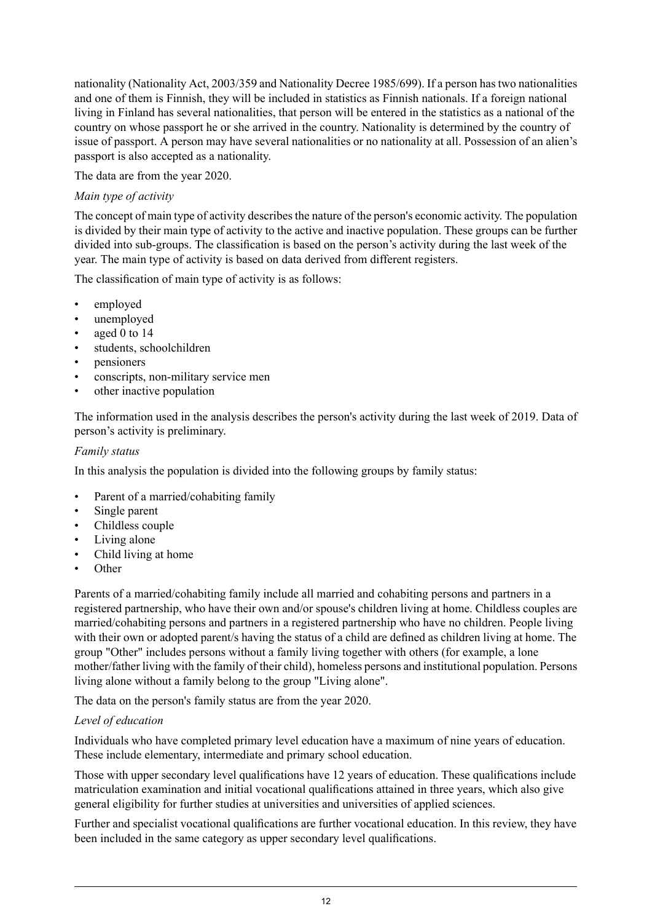nationality (Nationality Act, 2003/359 and Nationality Decree 1985/699). If a person has two nationalities and one of them is Finnish, they will be included in statistics as Finnish nationals. If a foreign national living in Finland has several nationalities, that person will be entered in the statistics as a national of the country on whose passport he or she arrived in the country. Nationality is determined by the country of issue of passport. A person may have several nationalities or no nationality at all. Possession of an alien's passport is also accepted as a nationality.

The data are from the year 2020.

*Main type of activity*

The concept of main type of activity describes the nature of the person's economic activity. The population is divided by their main type of activity to the active and inactive population. These groups can be further divided into sub-groups. The classification is based on the person's activity during the last week of the year. The main type of activity is based on data derived from different registers.

The classification of main type of activity is as follows:

- employed
- unemployed
- aged 0 to 14
- students, schoolchildren
- pensioners
- conscripts, non-military service men
- other inactive population

The information used in the analysis describes the person's activity during the last week of 2019. Data of person's activity is preliminary.

*Family status*

In this analysis the population is divided into the following groups by family status:

- Parent of a married/cohabiting family
- Single parent
- Childless couple
- Living alone
- Child living at home
- Other

Parents of a married/cohabiting family include all married and cohabiting persons and partners in a registered partnership, who have their own and/or spouse's children living at home. Childless couples are married/cohabiting persons and partners in a registered partnership who have no children. People living with their own or adopted parent/s having the status of a child are defined as children living at home. The group "Other" includes persons without a family living together with others (for example, a lone mother/father living with the family of their child), homeless persons and institutional population. Persons living alone without a family belong to the group "Living alone".

The data on the person's family status are from the year 2020.

*Level of education*

Individuals who have completed primary level education have a maximum of nine years of education. These include elementary, intermediate and primary school education.

Those with upper secondary level qualifications have 12 years of education. These qualifications include matriculation examination and initial vocational qualifications attained in three years, which also give general eligibility for further studies at universities and universities of applied sciences.

Further and specialist vocational qualifications are further vocational education. In this review, they have been included in the same category as upper secondary level qualifications.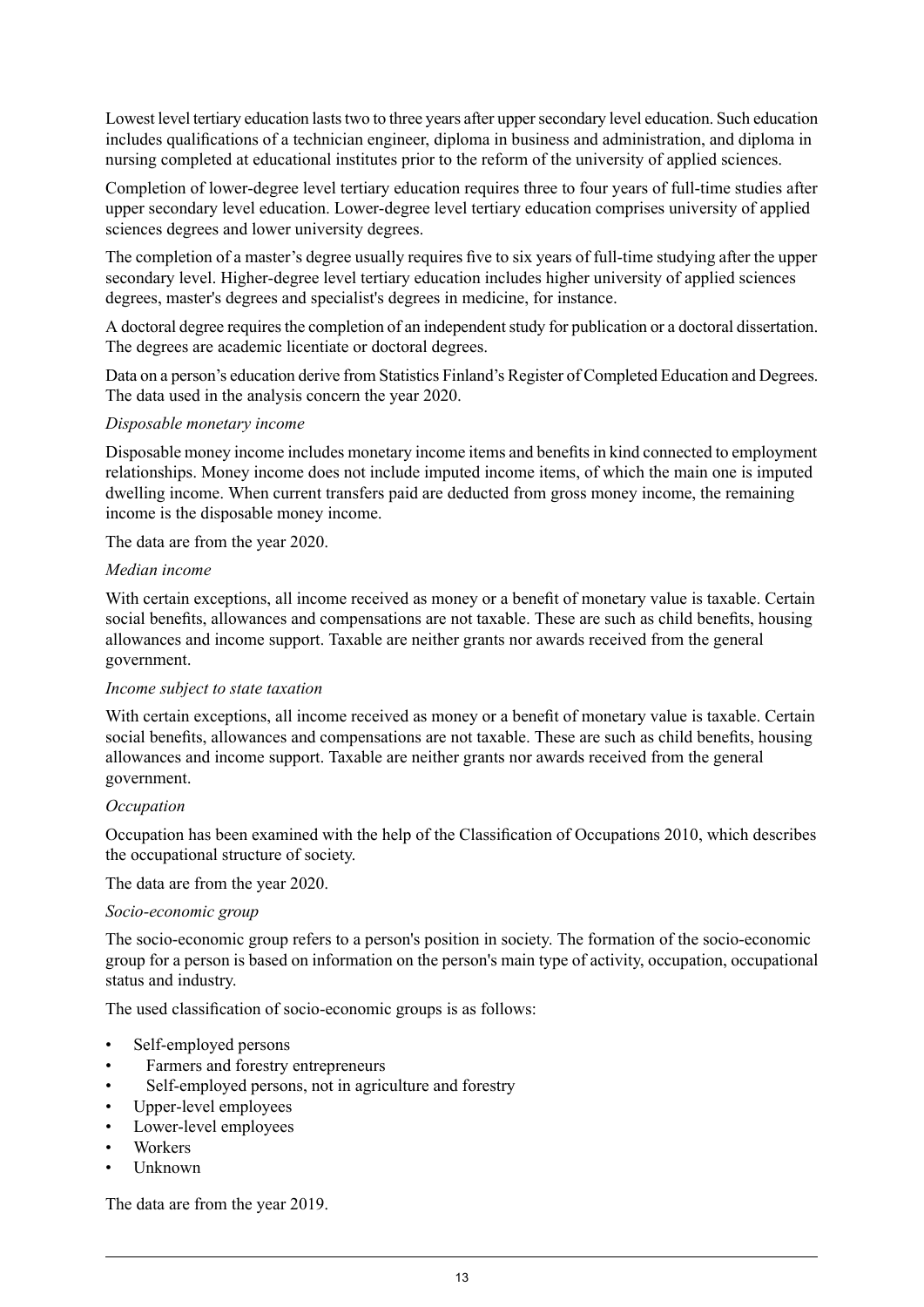Lowest level tertiary education lasts two to three years after upper secondary level education. Such education includes qualifications of a technician engineer, diploma in business and administration, and diploma in nursing completed at educational institutes prior to the reform of the university of applied sciences.

Completion of lower-degree level tertiary education requires three to four years of full-time studies after upper secondary level education. Lower-degree level tertiary education comprises university of applied sciences degrees and lower university degrees.

The completion of a master's degree usually requires five to six years of full-time studying after the upper secondary level. Higher-degree level tertiary education includes higher university of applied sciences degrees, master's degrees and specialist's degrees in medicine, for instance.

A doctoral degree requires the completion of an independent study for publication or a doctoral dissertation. The degrees are academic licentiate or doctoral degrees.

Data on a person's education derive from Statistics Finland's Register of Completed Education and Degrees. The data used in the analysis concern the year 2020.

*Disposable monetary income*

Disposable money income includes monetary income items and benefits in kind connected to employment relationships. Money income does not include imputed income items, of which the main one is imputed dwelling income. When current transfers paid are deducted from gross money income, the remaining income is the disposable money income.

The data are from the year 2020.

*Median income*

With certain exceptions, all income received as money or a benefit of monetary value is taxable. Certain social benefits, allowances and compensations are not taxable. These are such as child benefits, housing allowances and income support. Taxable are neither grants nor awards received from the general government.

*Income subject to state taxation*

With certain exceptions, all income received as money or a benefit of monetary value is taxable. Certain social benefits, allowances and compensations are not taxable. These are such as child benefits, housing allowances and income support. Taxable are neither grants nor awards received from the general government.

*Occupation*

Occupation has been examined with the help of the Classification of Occupations 2010, which describes the occupational structure of society.

The data are from the year 2020.

*Socio-economic group*

The socio-economic group refers to a person's position in society. The formation of the socio-economic group for a person is based on information on the person's main type of activity, occupation, occupational status and industry.

The used classification of socio-economic groups is as follows:

- Self-employed persons
  - Farmers and forestry entrepreneurs
  - Self-employed persons, not in agriculture and forestry
- Upper-level employees
- Lower-level employees
- Workers
- Unknown

The data are from the year 2019.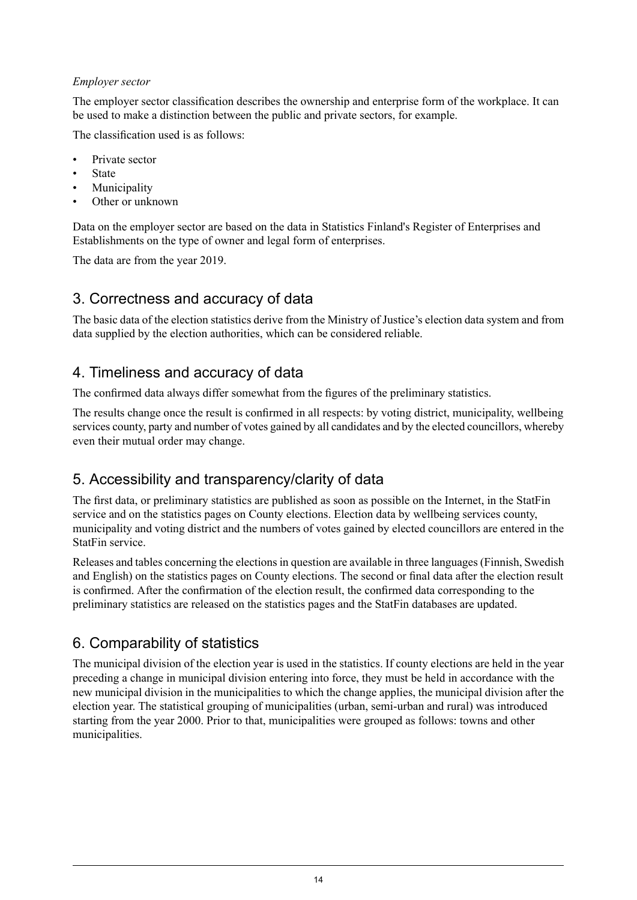*Employer sector*

The employer sector classification describes the ownership and enterprise form of the workplace. It can be used to make a distinction between the public and private sectors, for example.

The classification used is as follows:

- Private sector
- State
- Municipality
- Other or unknown

Data on the employer sector are based on the data in Statistics Finland's Register of Enterprises and Establishments on the type of owner and legal form of enterprises.

The data are from the year 2019.

## 3. Correctness and accuracy of data

The basic data of the election statistics derive from the Ministry of Justice's election data system and from data supplied by the election authorities, which can be considered reliable.

## 4. Timeliness and accuracy of data

The confirmed data always differ somewhat from the figures of the preliminary statistics.

The results change once the result is confirmed in all respects: by voting district, municipality, wellbeing services county, party and number of votes gained by all candidates and by the elected councillors, whereby even their mutual order may change.

## 5. Accessibility and transparency/clarity of data

The first data, or preliminary statistics are published as soon as possible on the Internet, in the StatFin service and on the statistics pages on County elections. Election data by wellbeing services county, municipality and voting district and the numbers of votes gained by elected councillors are entered in the StatFin service.

Releases and tables concerning the elections in question are available in three languages (Finnish, Swedish and English) on the statistics pages on County elections. The second or final data after the election result is confirmed. After the confirmation of the election result, the confirmed data corresponding to the preliminary statistics are released on the statistics pages and the StatFin databases are updated.

## 6. Comparability of statistics

The municipal division of the election year is used in the statistics. If county elections are held in the year preceding a change in municipal division entering into force, they must be held in accordance with the new municipal division in the municipalities to which the change applies, the municipal division after the election year. The statistical grouping of municipalities (urban, semi-urban and rural) was introduced starting from the year 2000. Prior to that, municipalities were grouped as follows: towns and other municipalities.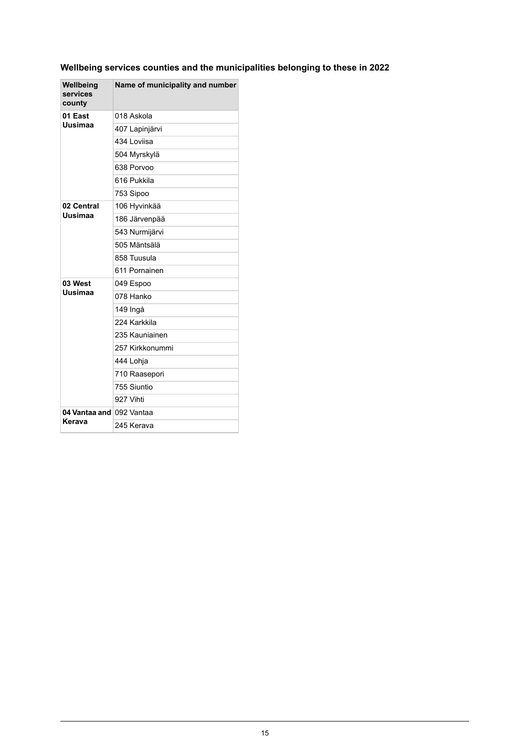### Wellbeing services counties and the municipalities belonging to these in 2022

| Wellbeing services county | Name of municipality and number |
|---|---|
| **01 East Uusimaa** | 018 Askola |
| | 407 Lapinjärvi |
| | 434 Loviisa |
| | 504 Myrskylä |
| | 638 Porvoo |
| | 616 Pukkila |
| | 753 Sipoo |
| **02 Central Uusimaa** | 106 Hyvinkää |
| | 186 Järvenpää |
| | 543 Nurmijärvi |
| | 505 Mäntsälä |
| | 858 Tuusula |
| | 611 Pornainen |
| **03 West Uusimaa** | 049 Espoo |
| | 078 Hanko |
| | 149 Ingå |
| | 224 Karkkila |
| | 235 Kauniainen |
| | 257 Kirkkonummi |
| | 444 Lohja |
| | 710 Raasepori |
| | 755 Siuntio |
| | 927 Vihti |
| **04 Vantaa and Kerava** | 092 Vantaa |
| | 245 Kerava |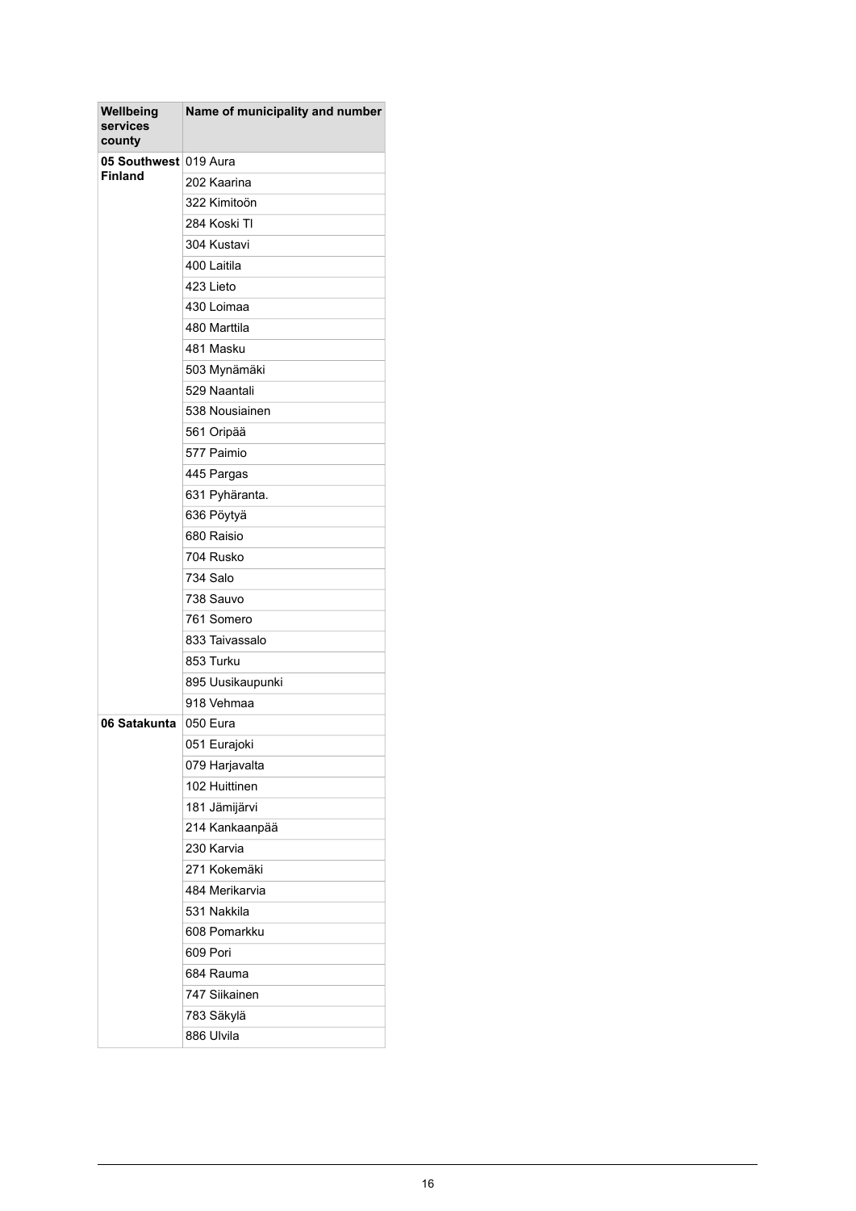| Wellbeing services county | Name of municipality and number |
|---|---|
| **05 Southwest Finland** | 019 Aura |
| | 202 Kaarina |
| | 322 Kimitoön |
| | 284 Koski Tl |
| | 304 Kustavi |
| | 400 Laitila |
| | 423 Lieto |
| | 430 Loimaa |
| | 480 Marttila |
| | 481 Masku |
| | 503 Mynämäki |
| | 529 Naantali |
| | 538 Nousiainen |
| | 561 Oripää |
| | 577 Paimio |
| | 445 Pargas |
| | 631 Pyhäranta. |
| | 636 Pöytyä |
| | 680 Raisio |
| | 704 Rusko |
| | 734 Salo |
| | 738 Sauvo |
| | 761 Somero |
| | 833 Taivassalo |
| | 853 Turku |
| | 895 Uusikaupunki |
| | 918 Vehmaa |
| **06 Satakunta** | 050 Eura |
| | 051 Eurajoki |
| | 079 Harjavalta |
| | 102 Huittinen |
| | 181 Jämijärvi |
| | 214 Kankaanpää |
| | 230 Karvia |
| | 271 Kokemäki |
| | 484 Merikarvia |
| | 531 Nakkila |
| | 608 Pomarkku |
| | 609 Pori |
| | 684 Rauma |
| | 747 Siikainen |
| | 783 Säkylä |
| | 886 Ulvila |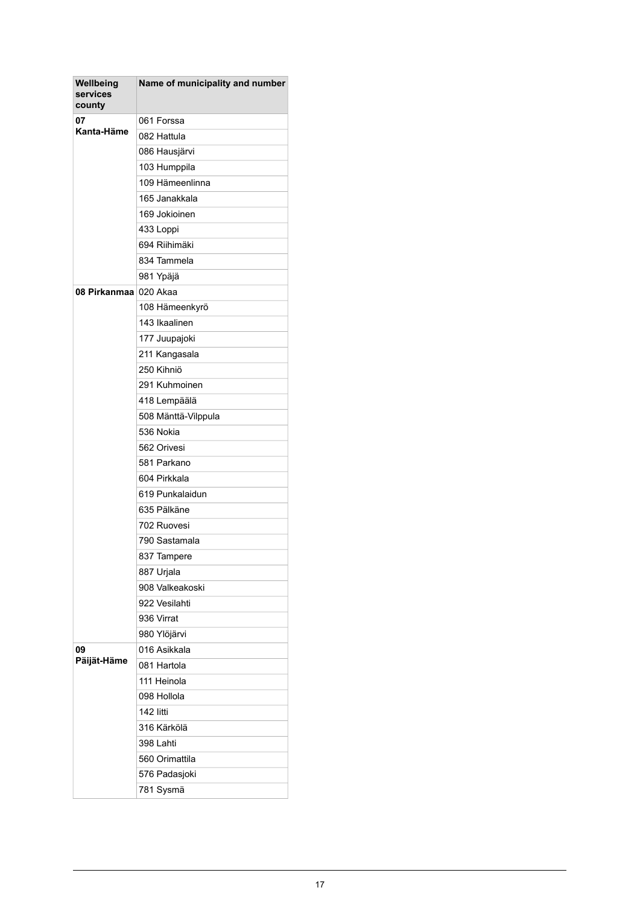| Wellbeing services county | Name of municipality and number |
| --- | --- |
| **07 Kanta-Häme** | 061 Forssa |
| | 082 Hattula |
| | 086 Hausjärvi |
| | 103 Humppila |
| | 109 Hämeenlinna |
| | 165 Janakkala |
| | 169 Jokioinen |
| | 433 Loppi |
| | 694 Riihimäki |
| | 834 Tammela |
| | 981 Ypäjä |
| **08 Pirkanmaa** | 020 Akaa |
| | 108 Hämeenkyrö |
| | 143 Ikaalinen |
| | 177 Juupajoki |
| | 211 Kangasala |
| | 250 Kihniö |
| | 291 Kuhmoinen |
| | 418 Lempäälä |
| | 508 Mänttä-Vilppula |
| | 536 Nokia |
| | 562 Orivesi |
| | 581 Parkano |
| | 604 Pirkkala |
| | 619 Punkalaidun |
| | 635 Pälkäne |
| | 702 Ruovesi |
| | 790 Sastamala |
| | 837 Tampere |
| | 887 Urjala |
| | 908 Valkeakoski |
| | 922 Vesilahti |
| | 936 Virrat |
| | 980 Ylöjärvi |
| **09 Päijät-Häme** | 016 Asikkala |
| | 081 Hartola |
| | 111 Heinola |
| | 098 Hollola |
| | 142 Iitti |
| | 316 Kärkölä |
| | 398 Lahti |
| | 560 Orimattila |
| | 576 Padasjoki |
| | 781 Sysmä |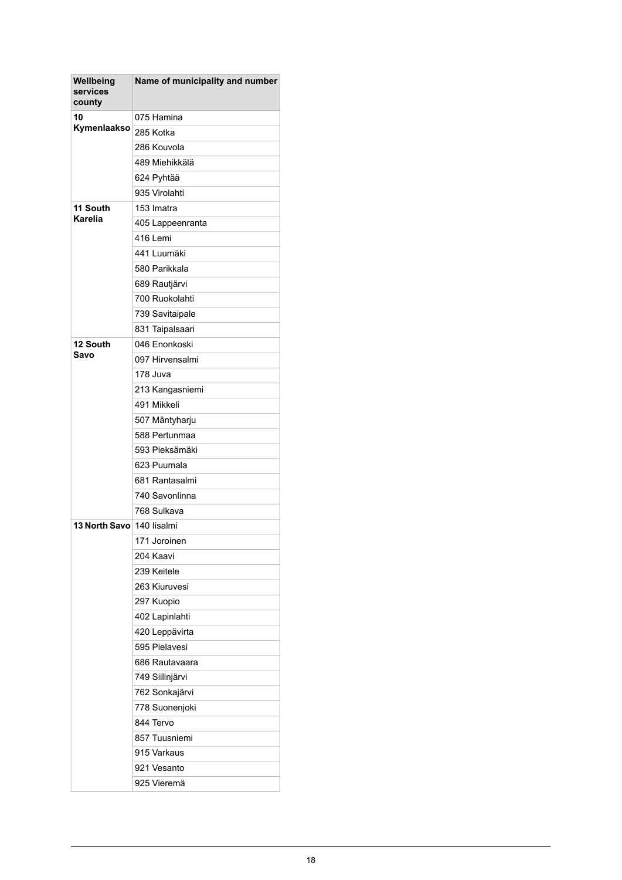| Wellbeing services county | Name of municipality and number |
|---|---|
| 10 Kymenlaakso | 075 Hamina |
| | 285 Kotka |
| | 286 Kouvola |
| | 489 Miehikkälä |
| | 624 Pyhtää |
| | 935 Virolahti |
| 11 South Karelia | 153 Imatra |
| | 405 Lappeenranta |
| | 416 Lemi |
| | 441 Luumäki |
| | 580 Parikkala |
| | 689 Rautjärvi |
| | 700 Ruokolahti |
| | 739 Savitaipale |
| | 831 Taipalsaari |
| 12 South Savo | 046 Enonkoski |
| | 097 Hirvensalmi |
| | 178 Juva |
| | 213 Kangasniemi |
| | 491 Mikkeli |
| | 507 Mäntyharju |
| | 588 Pertunmaa |
| | 593 Pieksämäki |
| | 623 Puumala |
| | 681 Rantasalmi |
| | 740 Savonlinna |
| | 768 Sulkava |
| 13 North Savo | 140 Iisalmi |
| | 171 Joroinen |
| | 204 Kaavi |
| | 239 Keitele |
| | 263 Kiuruvesi |
| | 297 Kuopio |
| | 402 Lapinlahti |
| | 420 Leppävirta |
| | 595 Pielavesi |
| | 686 Rautavaara |
| | 749 Siilinjärvi |
| | 762 Sonkajärvi |
| | 778 Suonenjoki |
| | 844 Tervo |
| | 857 Tuusniemi |
| | 915 Varkaus |
| | 921 Vesanto |
| | 925 Vieremä |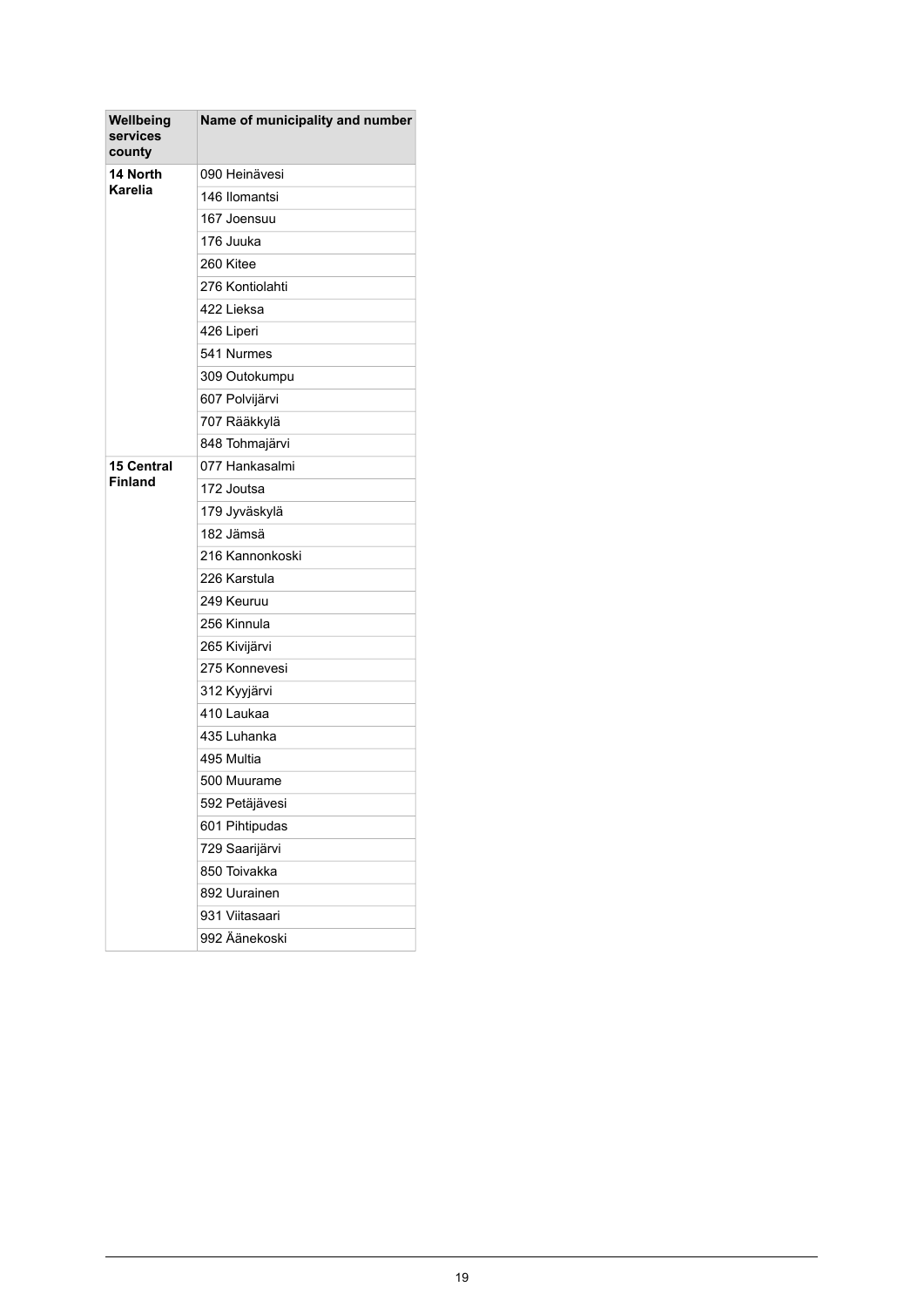| Wellbeing services county | Name of municipality and number |
| --- | --- |
| **14 North Karelia** | 090 Heinävesi |
| | 146 Ilomantsi |
| | 167 Joensuu |
| | 176 Juuka |
| | 260 Kitee |
| | 276 Kontiolahti |
| | 422 Lieksa |
| | 426 Liperi |
| | 541 Nurmes |
| | 309 Outokumpu |
| | 607 Polvijärvi |
| | 707 Rääkkylä |
| | 848 Tohmajärvi |
| **15 Central Finland** | 077 Hankasalmi |
| | 172 Joutsa |
| | 179 Jyväskylä |
| | 182 Jämsä |
| | 216 Kannonkoski |
| | 226 Karstula |
| | 249 Keuruu |
| | 256 Kinnula |
| | 265 Kivijärvi |
| | 275 Konnevesi |
| | 312 Kyyjärvi |
| | 410 Laukaa |
| | 435 Luhanka |
| | 495 Multia |
| | 500 Muurame |
| | 592 Petäjävesi |
| | 601 Pihtipudas |
| | 729 Saarijärvi |
| | 850 Toivakka |
| | 892 Uurainen |
| | 931 Viitasaari |
| | 992 Äänekoski |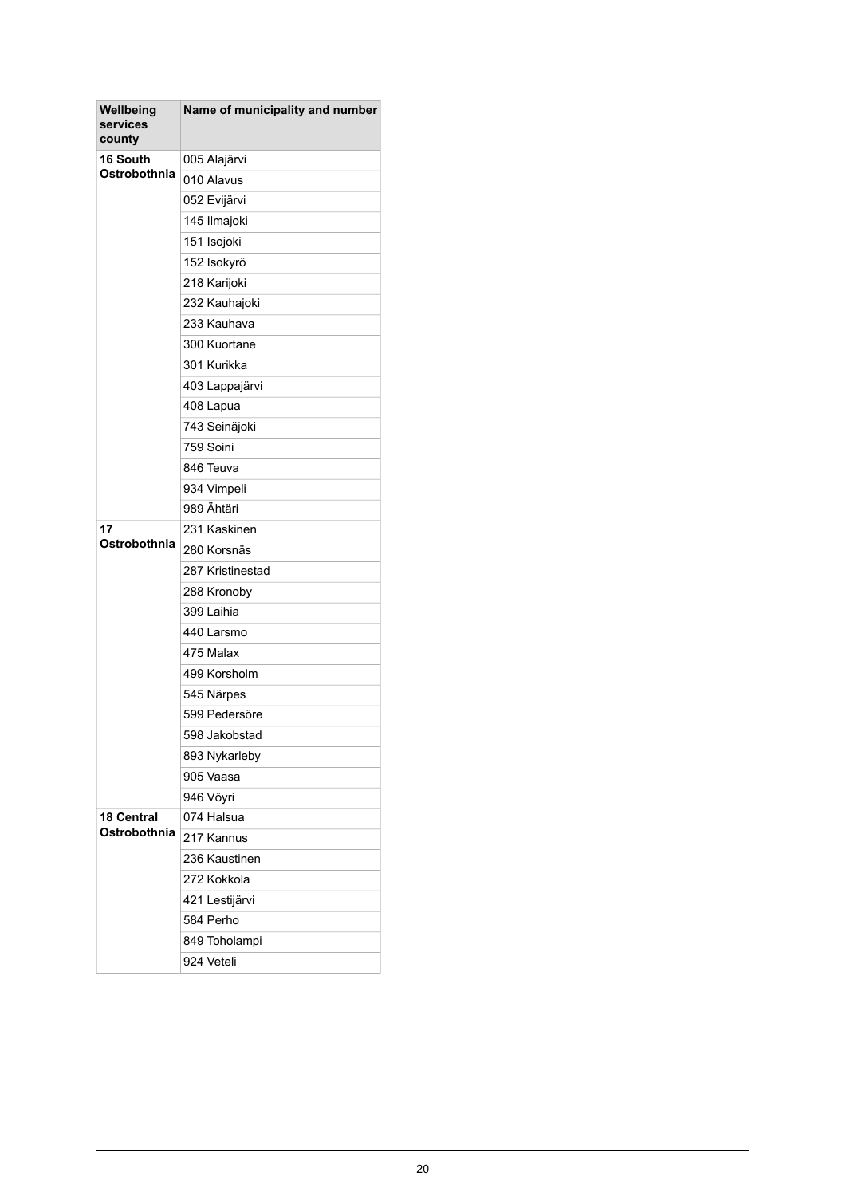| Wellbeing services county | Name of municipality and number |
|---|---|
| **16 South Ostrobothnia** | 005 Alajärvi |
| | 010 Alavus |
| | 052 Evijärvi |
| | 145 Ilmajoki |
| | 151 Isojoki |
| | 152 Isokyrö |
| | 218 Karijoki |
| | 232 Kauhajoki |
| | 233 Kauhava |
| | 300 Kuortane |
| | 301 Kurikka |
| | 403 Lappajärvi |
| | 408 Lapua |
| | 743 Seinäjoki |
| | 759 Soini |
| | 846 Teuva |
| | 934 Vimpeli |
| | 989 Ähtäri |
| **17 Ostrobothnia** | 231 Kaskinen |
| | 280 Korsnäs |
| | 287 Kristinestad |
| | 288 Kronoby |
| | 399 Laihia |
| | 440 Larsmo |
| | 475 Malax |
| | 499 Korsholm |
| | 545 Närpes |
| | 599 Pedersöre |
| | 598 Jakobstad |
| | 893 Nykarleby |
| | 905 Vaasa |
| | 946 Vöyri |
| **18 Central Ostrobothnia** | 074 Halsua |
| | 217 Kannus |
| | 236 Kaustinen |
| | 272 Kokkola |
| | 421 Lestijärvi |
| | 584 Perho |
| | 849 Toholampi |
| | 924 Veteli |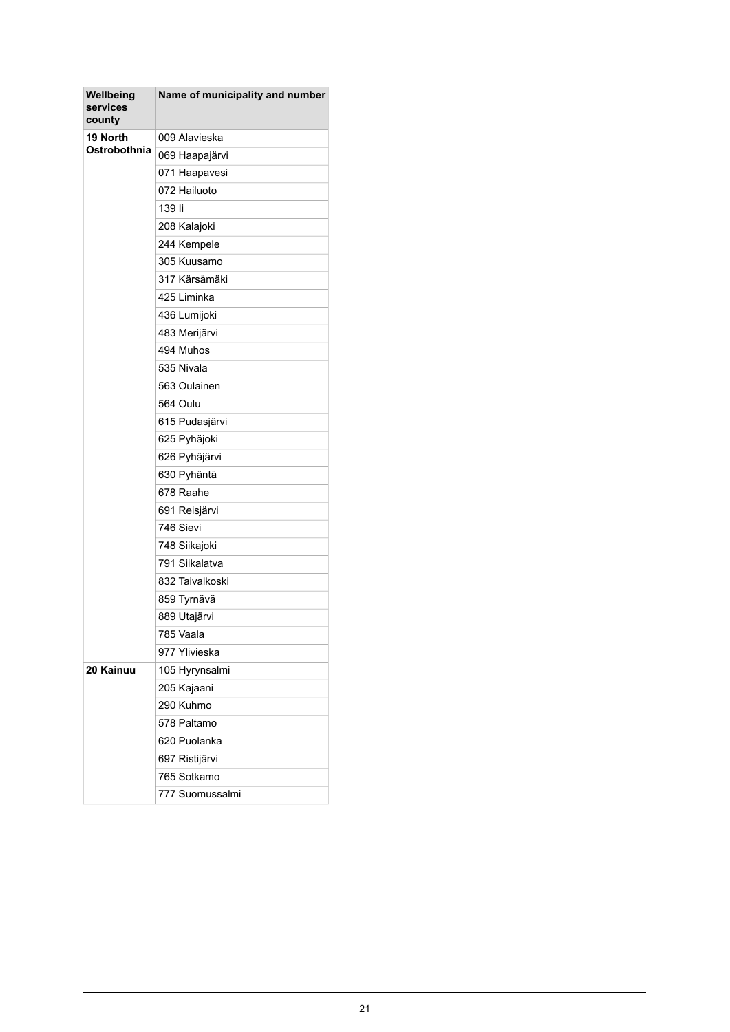| Wellbeing services county | Name of municipality and number |
|---|---|
| **19 North Ostrobothnia** | 009 Alavieska |
| | 069 Haapajärvi |
| | 071 Haapavesi |
| | 072 Hailuoto |
| | 139 Ii |
| | 208 Kalajoki |
| | 244 Kempele |
| | 305 Kuusamo |
| | 317 Kärsämäki |
| | 425 Liminka |
| | 436 Lumijoki |
| | 483 Merijärvi |
| | 494 Muhos |
| | 535 Nivala |
| | 563 Oulainen |
| | 564 Oulu |
| | 615 Pudasjärvi |
| | 625 Pyhäjoki |
| | 626 Pyhäjärvi |
| | 630 Pyhäntä |
| | 678 Raahe |
| | 691 Reisjärvi |
| | 746 Sievi |
| | 748 Siikajoki |
| | 791 Siikalatva |
| | 832 Taivalkoski |
| | 859 Tyrnävä |
| | 889 Utajärvi |
| | 785 Vaala |
| | 977 Ylivieska |
| **20 Kainuu** | 105 Hyrynsalmi |
| | 205 Kajaani |
| | 290 Kuhmo |
| | 578 Paltamo |
| | 620 Puolanka |
| | 697 Ristijärvi |
| | 765 Sotkamo |
| | 777 Suomussalmi |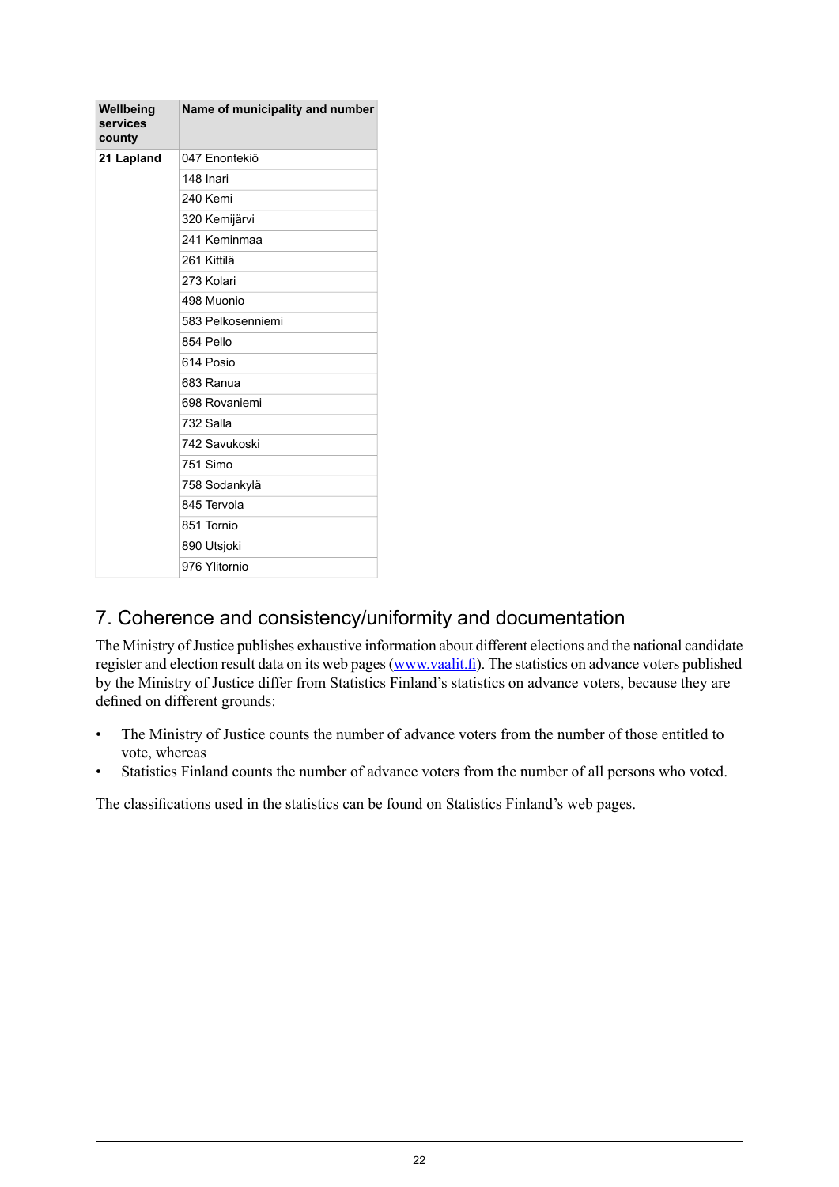| Wellbeing services county | Name of municipality and number |
| --- | --- |
| **21 Lapland** | 047 Enontekiö |
| | 148 Inari |
| | 240 Kemi |
| | 320 Kemijärvi |
| | 241 Keminmaa |
| | 261 Kittilä |
| | 273 Kolari |
| | 498 Muonio |
| | 583 Pelkosenniemi |
| | 854 Pello |
| | 614 Posio |
| | 683 Ranua |
| | 698 Rovaniemi |
| | 732 Salla |
| | 742 Savukoski |
| | 751 Simo |
| | 758 Sodankylä |
| | 845 Tervola |
| | 851 Tornio |
| | 890 Utsjoki |
| | 976 Ylitornio |

## 7. Coherence and consistency/uniformity and documentation

The Ministry of Justice publishes exhaustive information about different elections and the national candidate register and election result data on its web pages (www.vaalit.fi). The statistics on advance voters published by the Ministry of Justice differ from Statistics Finland's statistics on advance voters, because they are defined on different grounds:

- The Ministry of Justice counts the number of advance voters from the number of those entitled to vote, whereas
- Statistics Finland counts the number of advance voters from the number of all persons who voted.

The classifications used in the statistics can be found on Statistics Finland's web pages.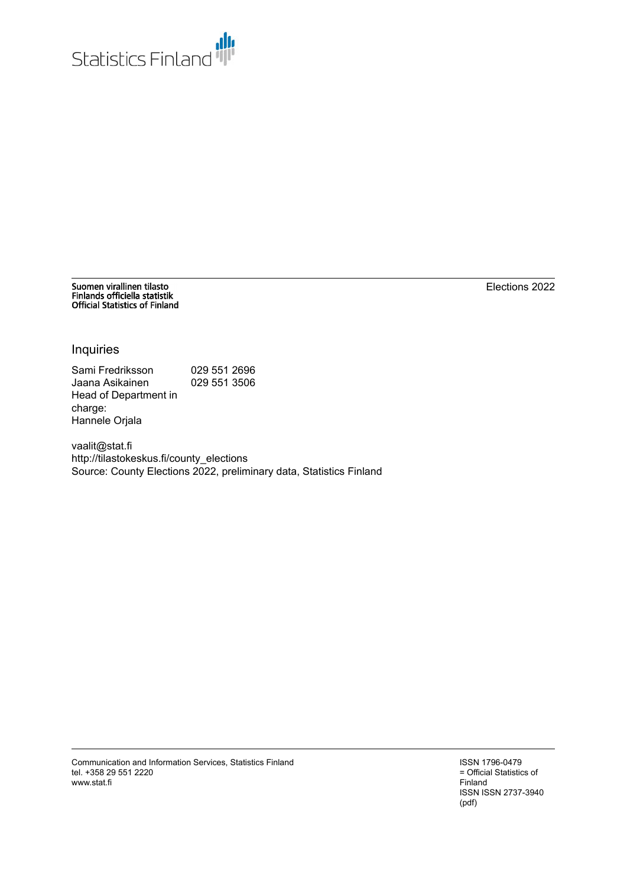Statistics Finland

Suomen virallinen tilasto
Finlands officiella statistik
Official Statistics of Finland

Elections 2022

## Inquiries

| | |
|---|---|
| Sami Fredriksson | 029 551 2696 |
| Jaana Asikainen | 029 551 3506 |
| Head of Department in charge: Hannele Orjala | |

vaalit@stat.fi
http://tilastokeskus.fi/county_elections
Source: County Elections 2022, preliminary data, Statistics Finland

Communication and Information Services, Statistics Finland
tel. +358 29 551 2220
www.stat.fi

ISSN 1796-0479
= Official Statistics of Finland
ISSN ISSN 2737-3940 (pdf)